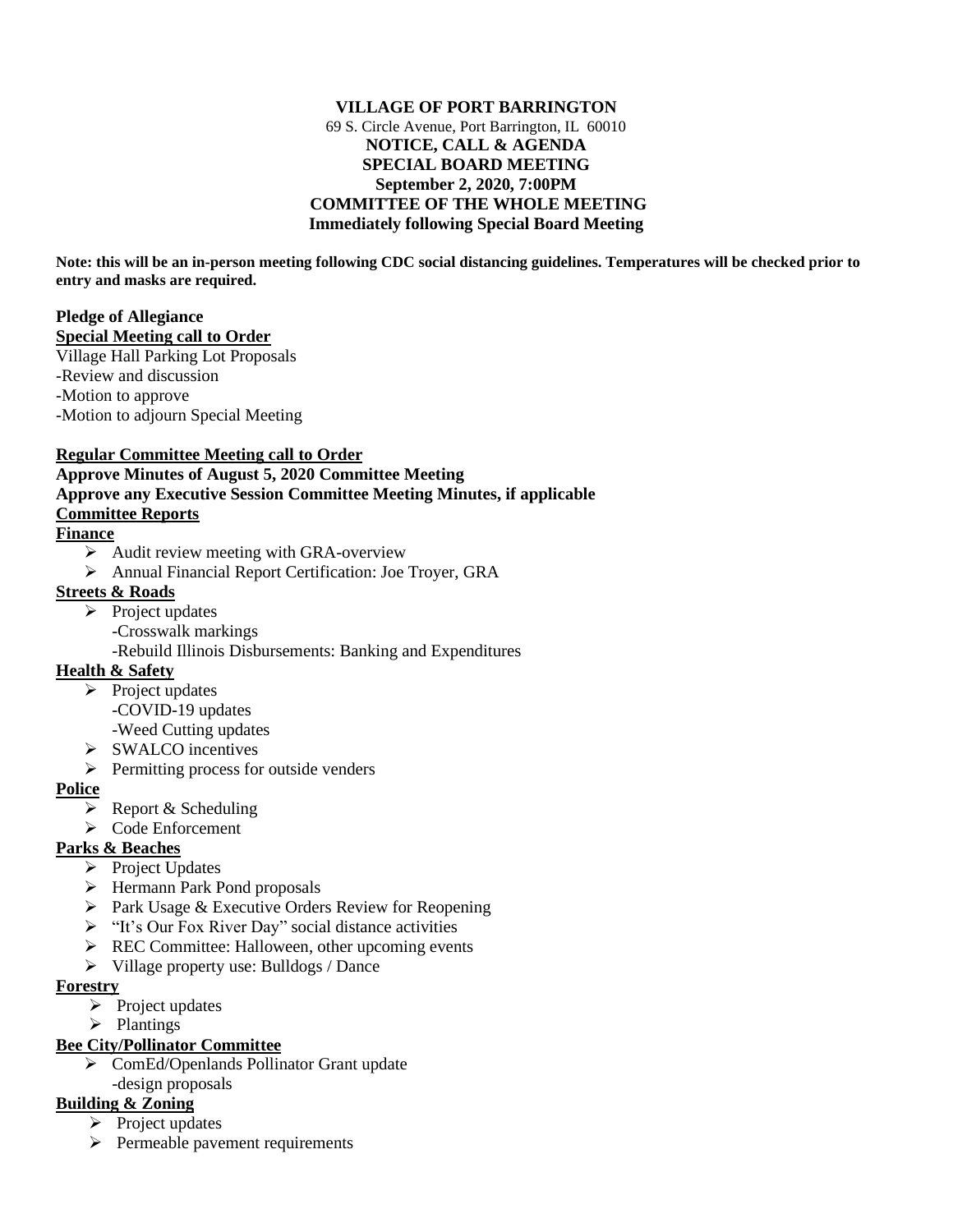**VILLAGE OF PORT BARRINGTON**

69 S. Circle Avenue, Port Barrington, IL 60010

**NOTICE, CALL & AGENDA**

**SPECIAL BOARD MEETING**

**September 2, 2020, 7:00PM**

**COMMITTEE OF THE WHOLE MEETING**

**Immediately following Special Board Meeting**

**Note: this will be an in-person meeting following CDC social distancing guidelines. Temperatures will be checked prior to entry and masks are required.**

**Pledge of Allegiance**

**Special Meeting call to Order**

Village Hall Parking Lot Proposals

-Review and discussion

-Motion to approve

-Motion to adjourn Special Meeting

**Regular Committee Meeting call to Order**

**Approve Minutes of August 5, 2020 Committee Meeting**

**Approve any Executive Session Committee Meeting Minutes, if applicable**

**Committee Reports**

**Finance**

- Audit review meeting with GRA-overview
- Annual Financial Report Certification: Joe Troyer, GRA

**Streets & Roads**

- Project updates
  -Crosswalk markings
  -Rebuild Illinois Disbursements: Banking and Expenditures

**Health & Safety**

- Project updates
  -COVID-19 updates
  -Weed Cutting updates
- SWALCO incentives
- Permitting process for outside venders

**Police**

- Report & Scheduling
- Code Enforcement

**Parks & Beaches**

- Project Updates
- Hermann Park Pond proposals
- Park Usage & Executive Orders Review for Reopening
- "It's Our Fox River Day" social distance activities
- REC Committee: Halloween, other upcoming events
- Village property use: Bulldogs / Dance

**Forestry**

- Project updates
- Plantings

**Bee City/Pollinator Committee**

- ComEd/Openlands Pollinator Grant update
  -design proposals

**Building & Zoning**

- Project updates
- Permeable pavement requirements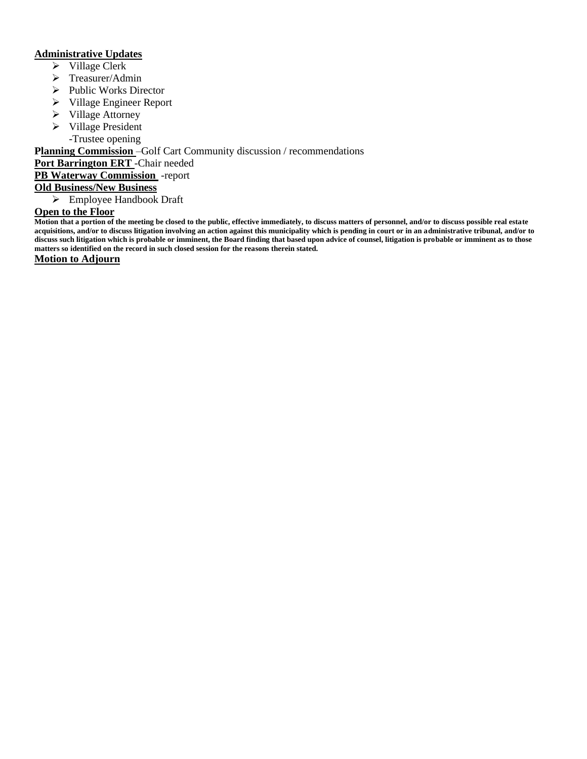**Administrative Updates**

- Village Clerk
- Treasurer/Admin
- Public Works Director
- Village Engineer Report
- Village Attorney
- Village President
  - -Trustee opening

**Planning Commission** –Golf Cart Community discussion / recommendations

**Port Barrington ERT** -Chair needed

**PB Waterway Commission** -report

**Old Business/New Business**

- Employee Handbook Draft

**Open to the Floor**

**Motion that a portion of the meeting be closed to the public, effective immediately, to discuss matters of personnel, and/or to discuss possible real estate acquisitions, and/or to discuss litigation involving an action against this municipality which is pending in court or in an administrative tribunal, and/or to discuss such litigation which is probable or imminent, the Board finding that based upon advice of counsel, litigation is probable or imminent as to those matters so identified on the record in such closed session for the reasons therein stated.**

**Motion to Adjourn**